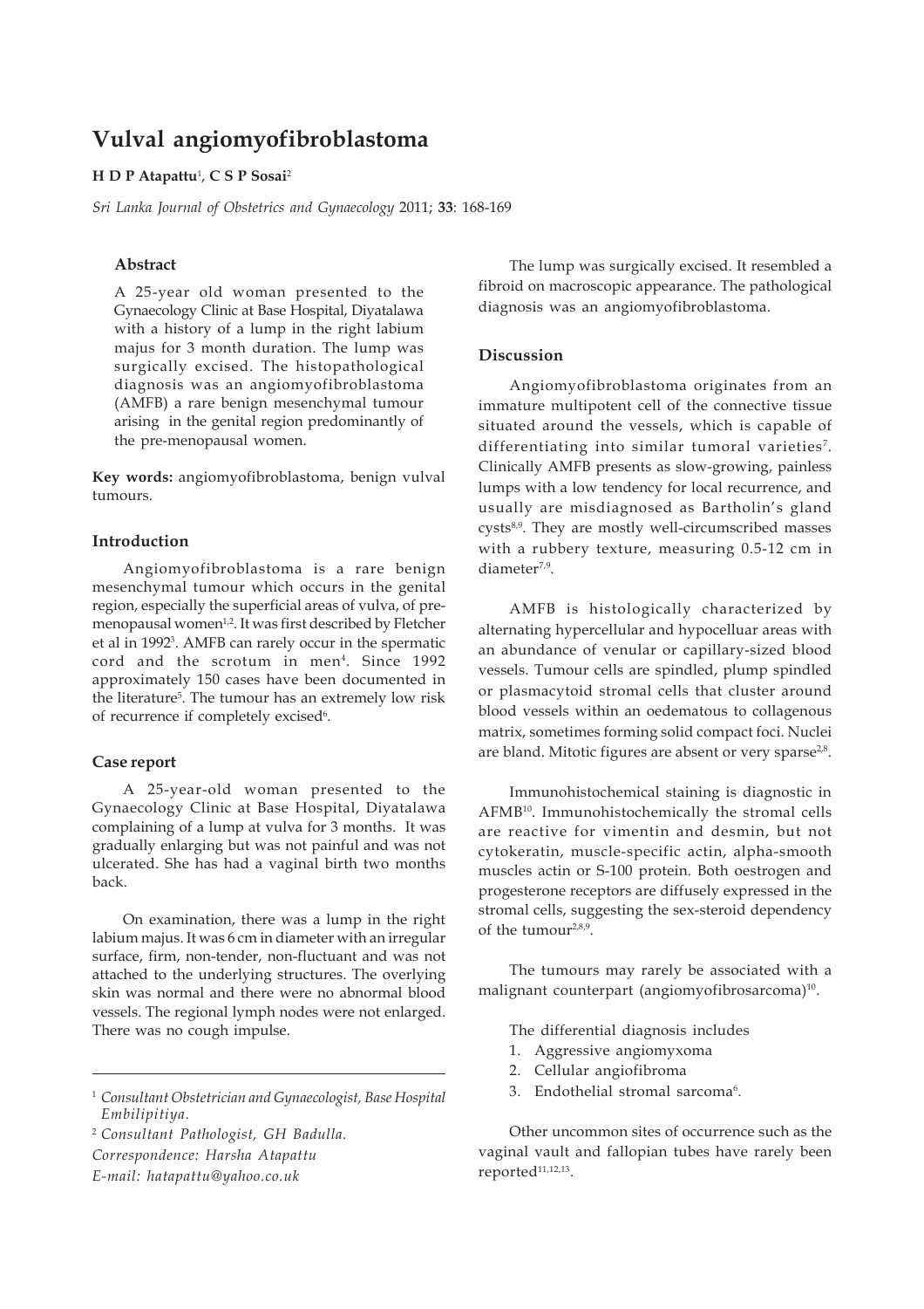# Vulval angiomyofibroblastoma

**H D P Atapattu**[1], **C S P Sosai**[2]

*Sri Lanka Journal of Obstetrics and Gynaecology* 2011; **33**: 168-169

### Abstract

A 25-year old woman presented to the Gynaecology Clinic at Base Hospital, Diyatalawa with a history of a lump in the right labium majus for 3 month duration. The lump was surgically excised. The histopathological diagnosis was an angiomyofibroblastoma (AMFB) a rare benign mesenchymal tumour arising in the genital region predominantly of the pre-menopausal women.

**Key words:** angiomyofibroblastoma, benign vulval tumours.

## Introduction

Angiomyofibroblastoma is a rare benign mesenchymal tumour which occurs in the genital region, especially the superficial areas of vulva, of pre-menopausal women[1,2]. It was first described by Fletcher et al in 1992[3]. AMFB can rarely occur in the spermatic cord and the scrotum in men[4]. Since 1992 approximately 150 cases have been documented in the literature[5]. The tumour has an extremely low risk of recurrence if completely excised[6].

## Case report

A 25-year-old woman presented to the Gynaecology Clinic at Base Hospital, Diyatalawa complaining of a lump at vulva for 3 months. It was gradually enlarging but was not painful and was not ulcerated. She has had a vaginal birth two months back.

On examination, there was a lump in the right labium majus. It was 6 cm in diameter with an irregular surface, firm, non-tender, non-fluctuant and was not attached to the underlying structures. The overlying skin was normal and there were no abnormal blood vessels. The regional lymph nodes were not enlarged. There was no cough impulse.

The lump was surgically excised. It resembled a fibroid on macroscopic appearance. The pathological diagnosis was an angiomyofibroblastoma.

## Discussion

Angiomyofibroblastoma originates from an immature multipotent cell of the connective tissue situated around the vessels, which is capable of differentiating into similar tumoral varieties[7]. Clinically AMFB presents as slow-growing, painless lumps with a low tendency for local recurrence, and usually are misdiagnosed as Bartholin's gland cysts[8,9]. They are mostly well-circumscribed masses with a rubbery texture, measuring 0.5-12 cm in diameter[7,9].

AMFB is histologically characterized by alternating hypercellular and hypocelluar areas with an abundance of venular or capillary-sized blood vessels. Tumour cells are spindled, plump spindled or plasmacytoid stromal cells that cluster around blood vessels within an oedematous to collagenous matrix, sometimes forming solid compact foci. Nuclei are bland. Mitotic figures are absent or very sparse[2,8].

Immunohistochemical staining is diagnostic in AFMB[10]. Immunohistochemically the stromal cells are reactive for vimentin and desmin, but not cytokeratin, muscle-specific actin, alpha-smooth muscles actin or S-100 protein. Both oestrogen and progesterone receptors are diffusely expressed in the stromal cells, suggesting the sex-steroid dependency of the tumour[2,8,9].

The tumours may rarely be associated with a malignant counterpart (angiomyofibrosarcoma)[10].

The differential diagnosis includes

1. Aggressive angiomyxoma
2. Cellular angiofibroma
3. Endothelial stromal sarcoma[6].

Other uncommon sites of occurrence such as the vaginal vault and fallopian tubes have rarely been reported[11,12,13].

---

[1] *Consultant Obstetrician and Gynaecologist, Base Hospital Embilipitiya.*

[2] *Consultant Pathologist, GH Badulla.*

*Correspondence: Harsha Atapattu*

*E-mail: hatapattu@yahoo.co.uk*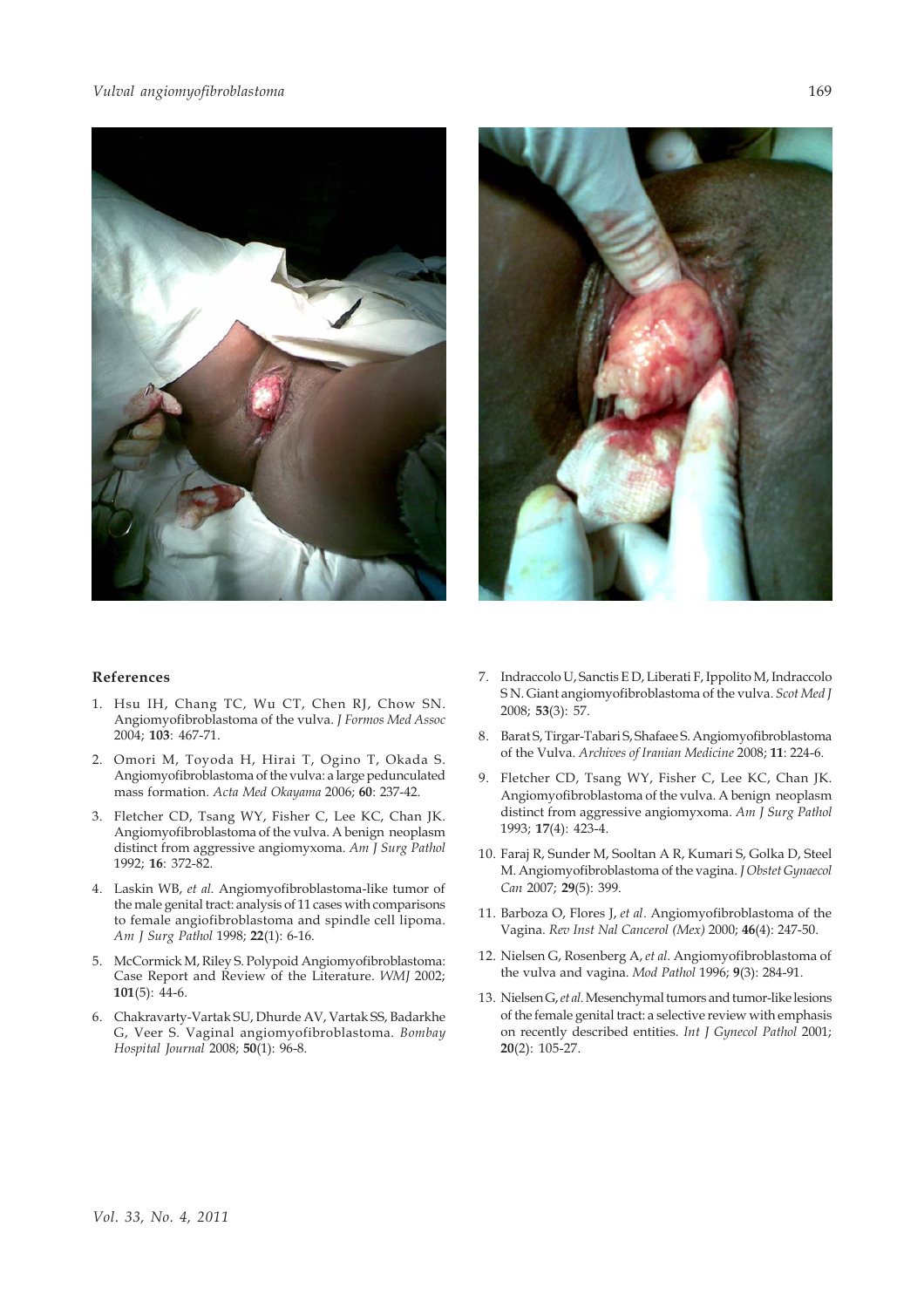## References

1. Hsu IH, Chang TC, Wu CT, Chen RJ, Chow SN. Angiomyofibroblastoma of the vulva. *J Formos Med Assoc* 2004; **103**: 467-71.
2. Omori M, Toyoda H, Hirai T, Ogino T, Okada S. Angiomyofibroblastoma of the vulva: a large pedunculated mass formation. *Acta Med Okayama* 2006; **60**: 237-42.
3. Fletcher CD, Tsang WY, Fisher C, Lee KC, Chan JK. Angiomyofibroblastoma of the vulva. A benign neoplasm distinct from aggressive angiomyxoma. *Am J Surg Pathol* 1992; **16**: 372-82.
4. Laskin WB, *et al.* Angiomyofibroblastoma-like tumor of the male genital tract: analysis of 11 cases with comparisons to female angiofibroblastoma and spindle cell lipoma. *Am J Surg Pathol* 1998; **22**(1): 6-16.
5. McCormick M, Riley S. Polypoid Angiomyofibroblastoma: Case Report and Review of the Literature. *WMJ* 2002; **101**(5): 44-6.
6. Chakravarty-Vartak SU, Dhurde AV, Vartak SS, Badarkhe G, Veer S. Vaginal angiomyofibroblastoma. *Bombay Hospital Journal* 2008; **50**(1): 96-8.
7. Indraccolo U, Sanctis E D, Liberati F, Ippolito M, Indraccolo S N. Giant angiomyofibroblastoma of the vulva. *Scot Med J* 2008; **53**(3): 57.
8. Barat S, Tirgar-Tabari S, Shafaee S. Angiomyofibroblastoma of the Vulva. *Archives of Iranian Medicine* 2008; **11**: 224-6.
9. Fletcher CD, Tsang WY, Fisher C, Lee KC, Chan JK. Angiomyofibroblastoma of the vulva. A benign neoplasm distinct from aggressive angiomyxoma. *Am J Surg Pathol* 1993; **17**(4): 423-4.
10. Faraj R, Sunder M, Sooltan A R, Kumari S, Golka D, Steel M. Angiomyofibroblastoma of the vagina. *J Obstet Gynaecol Can* 2007; **29**(5): 399.
11. Barboza O, Flores J, *et al*. Angiomyofibroblastoma of the Vagina. *Rev Inst Nal Cancerol (Mex)* 2000; **46**(4): 247-50.
12. Nielsen G, Rosenberg A, *et al*. Angiomyofibroblastoma of the vulva and vagina. *Mod Pathol* 1996; **9**(3): 284-91.
13. Nielsen G, *et al.* Mesenchymal tumors and tumor-like lesions of the female genital tract: a selective review with emphasis on recently described entities. *Int J Gynecol Pathol* 2001; **20**(2): 105-27.